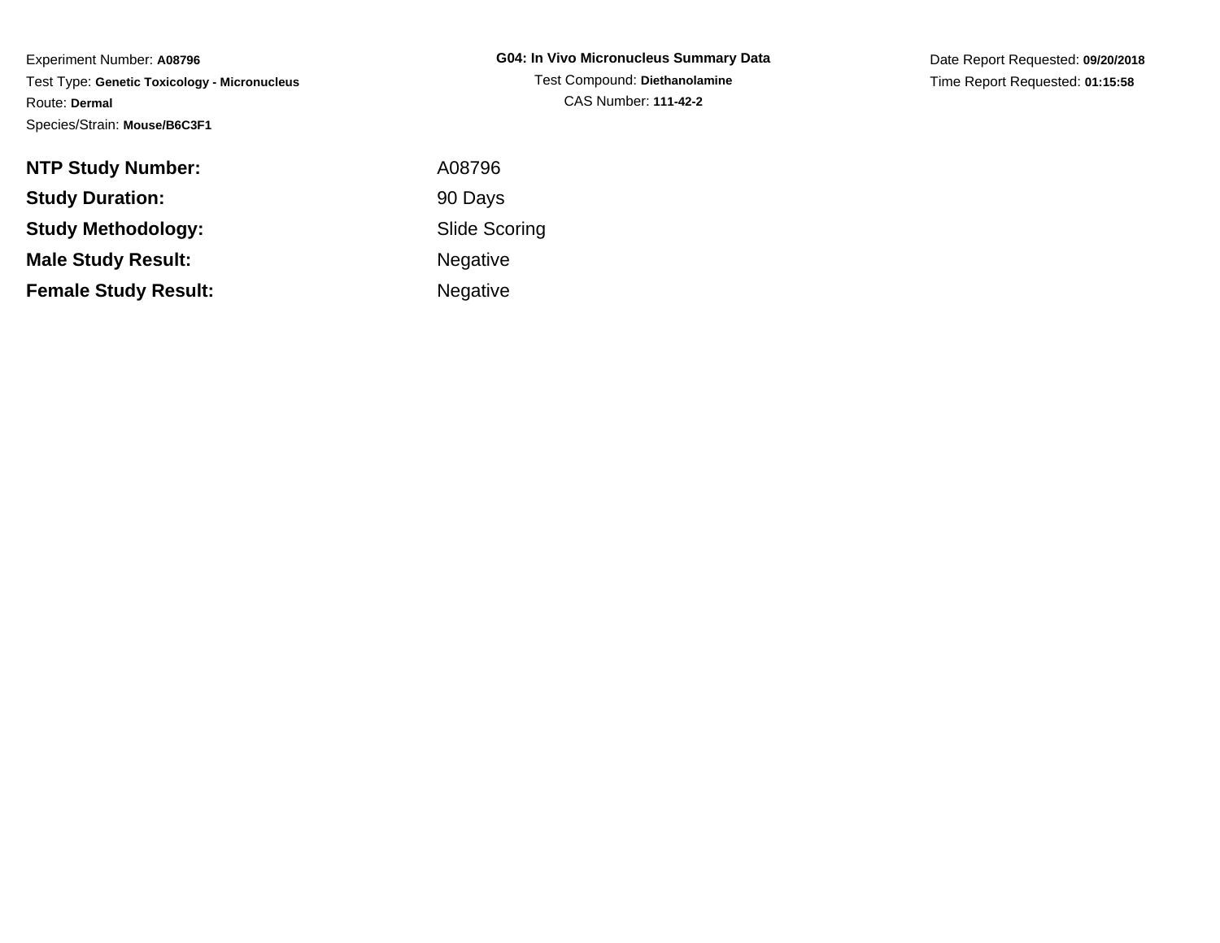Experiment Number: **A08796**
Test Type: **Genetic Toxicology - Micronucleus**
Route: **Dermal**
Species/Strain: **Mouse/B6C3F1**

**G04: In Vivo Micronucleus Summary Data**
Test Compound: **Diethanolamine**
CAS Number: **111-42-2**

Date Report Requested: **09/20/2018**
Time Report Requested: **01:15:58**

| | |
|---|---|
| **NTP Study Number:** | A08796 |
| **Study Duration:** | 90 Days |
| **Study Methodology:** | Slide Scoring |
| **Male Study Result:** | Negative |
| **Female Study Result:** | Negative |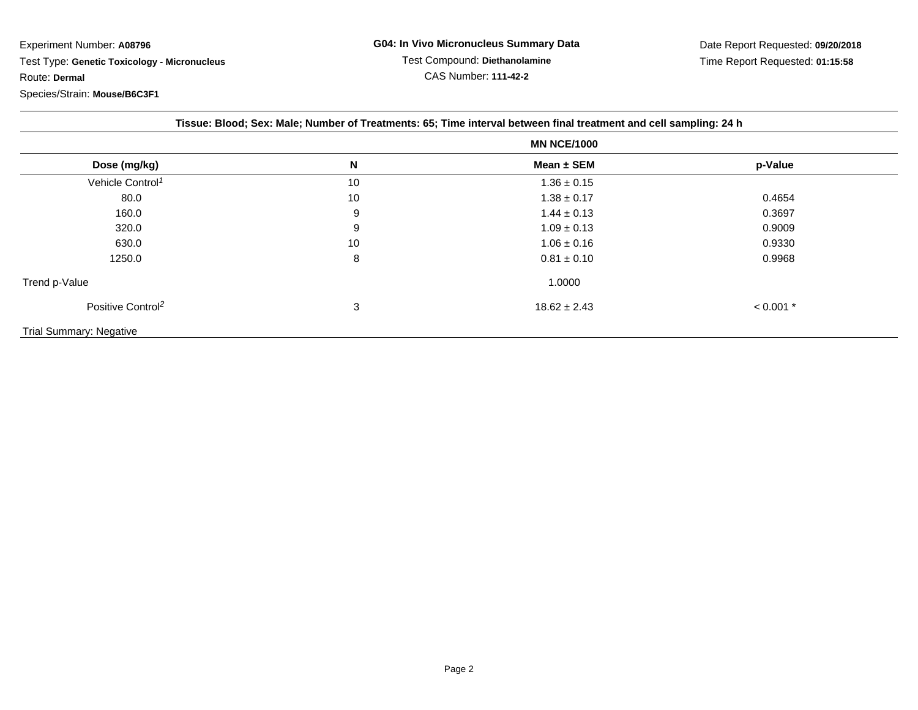Experiment Number: **A08796**

Test Type: **Genetic Toxicology - Micronucleus**

Route: **Dermal**

Species/Strain: **Mouse/B6C3F1**

**G04: In Vivo Micronucleus Summary Data**

Test Compound: **Diethanolamine**

CAS Number: **111-42-2**

Date Report Requested: **09/20/2018**

Time Report Requested: **01:15:58**

**Tissue: Blood; Sex: Male; Number of Treatments: 65; Time interval between final treatment and cell sampling: 24 h**

| | | MN NCE/1000 | |
|---|---|---|---|
| **Dose (mg/kg)** | **N** | **Mean ± SEM** | **p-Value** |
| Vehicle Control[1] | 10 | 1.36 ± 0.15 | |
| 80.0 | 10 | 1.38 ± 0.17 | 0.4654 |
| 160.0 | 9 | 1.44 ± 0.13 | 0.3697 |
| 320.0 | 9 | 1.09 ± 0.13 | 0.9009 |
| 630.0 | 10 | 1.06 ± 0.16 | 0.9330 |
| 1250.0 | 8 | 0.81 ± 0.10 | 0.9968 |
| Trend p-Value | | 1.0000 | |
| Positive Control[2] | 3 | 18.62 ± 2.43 | < 0.001 * |

Trial Summary: Negative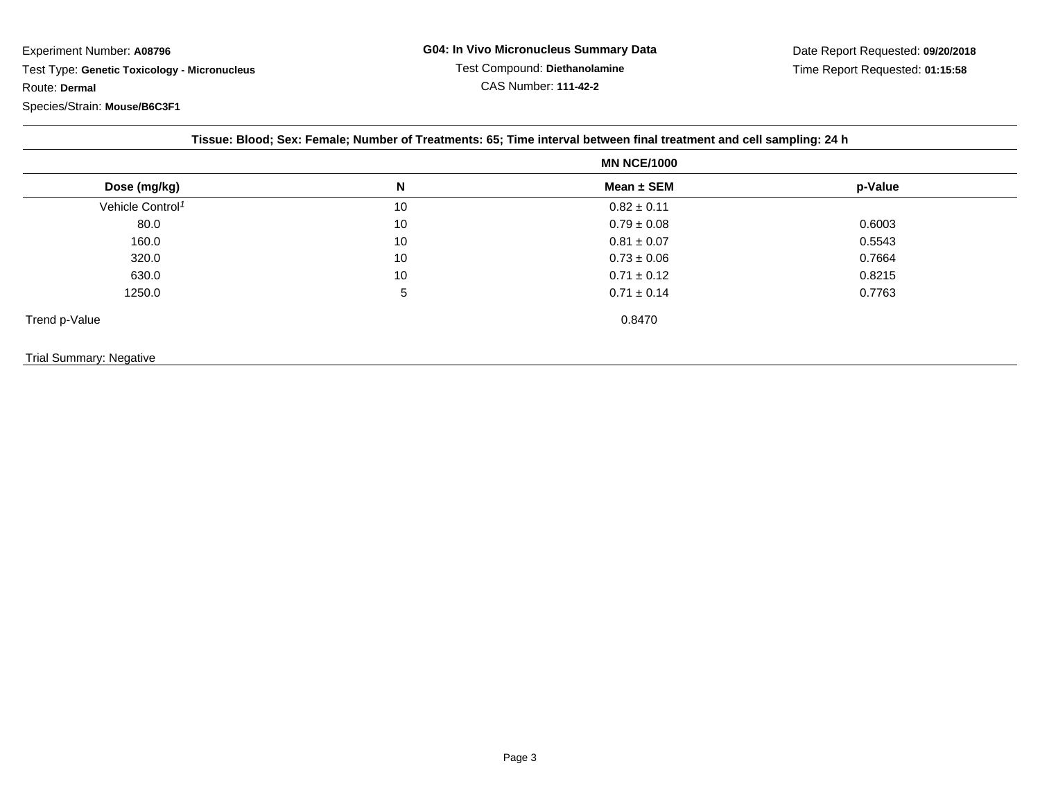Experiment Number: **A08796**

Test Type: **Genetic Toxicology - Micronucleus**

Route: **Dermal**

Species/Strain: **Mouse/B6C3F1**

**G04: In Vivo Micronucleus Summary Data**

Test Compound: **Diethanolamine**

CAS Number: **111-42-2**

Date Report Requested: **09/20/2018**

Time Report Requested: **01:15:58**

**Tissue: Blood; Sex: Female; Number of Treatments: 65; Time interval between final treatment and cell sampling: 24 h**

| | | MN NCE/1000 | |
|---|---|---|---|
| **Dose (mg/kg)** | **N** | **Mean ± SEM** | **p-Value** |
| Vehicle Control[1] | 10 | 0.82 ± 0.11 | |
| 80.0 | 10 | 0.79 ± 0.08 | 0.6003 |
| 160.0 | 10 | 0.81 ± 0.07 | 0.5543 |
| 320.0 | 10 | 0.73 ± 0.06 | 0.7664 |
| 630.0 | 10 | 0.71 ± 0.12 | 0.8215 |
| 1250.0 | 5 | 0.71 ± 0.14 | 0.7763 |
| Trend p-Value | | 0.8470 | |

Trial Summary: Negative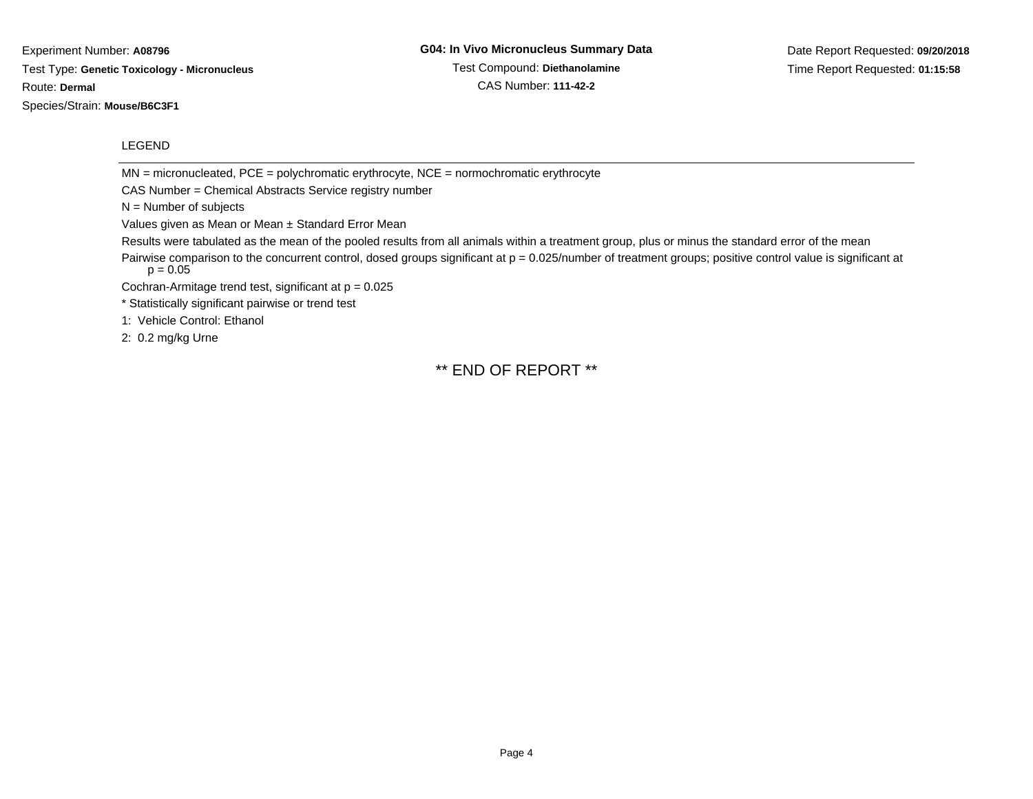Experiment Number: **A08796**

Test Type: **Genetic Toxicology - Micronucleus**

Route: **Dermal**

Species/Strain: **Mouse/B6C3F1**

**G04: In Vivo Micronucleus Summary Data**

Test Compound: **Diethanolamine**

CAS Number: **111-42-2**

Date Report Requested: **09/20/2018**

Time Report Requested: **01:15:58**

LEGEND

MN = micronucleated, PCE = polychromatic erythrocyte, NCE = normochromatic erythrocyte

CAS Number = Chemical Abstracts Service registry number

N = Number of subjects

Values given as Mean or Mean ± Standard Error Mean

Results were tabulated as the mean of the pooled results from all animals within a treatment group, plus or minus the standard error of the mean

Pairwise comparison to the concurrent control, dosed groups significant at $p = 0.025$/number of treatment groups; positive control value is significant at $p = 0.05$

Cochran-Armitage trend test, significant at $p = 0.025$

* Statistically significant pairwise or trend test

1: Vehicle Control: Ethanol

2: 0.2 mg/kg Urne

** END OF REPORT **